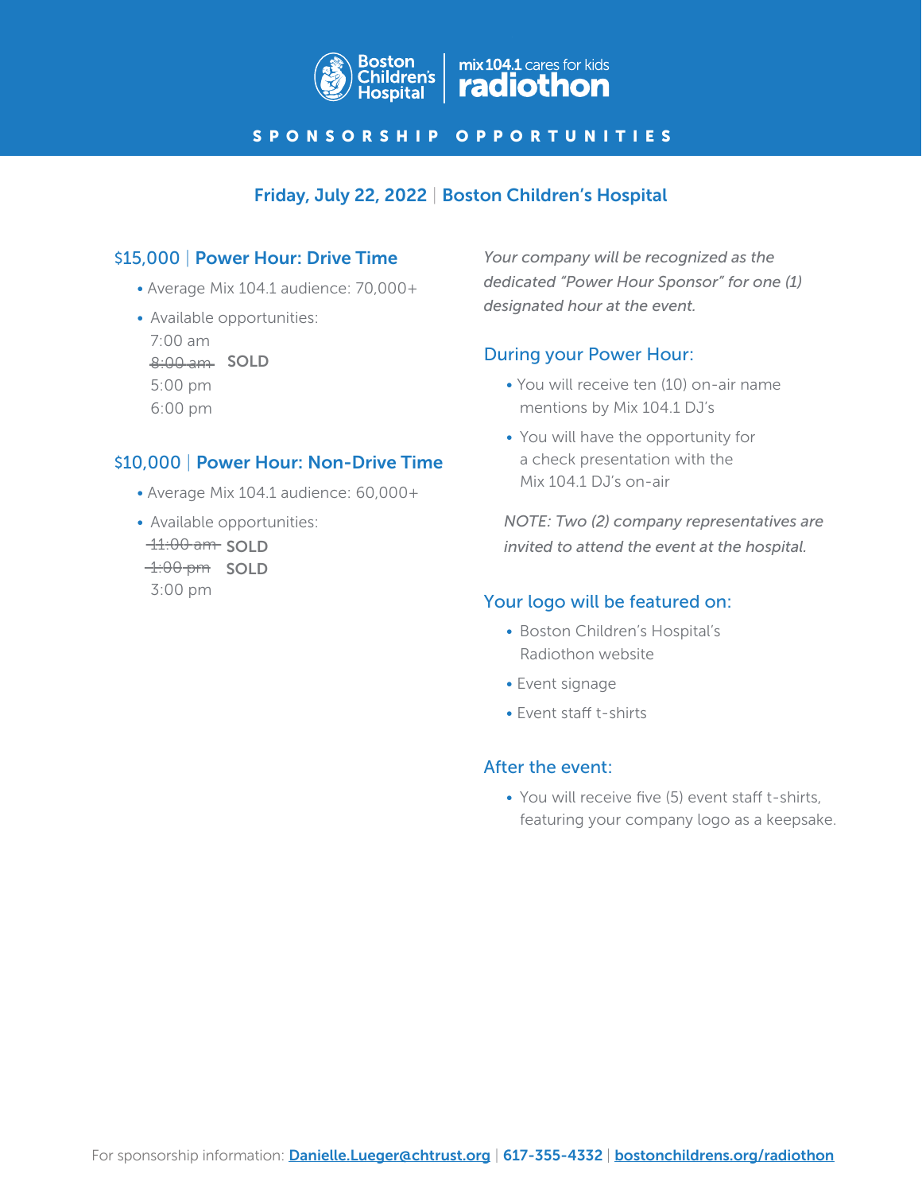Boston Children's Hospital | mix 104.1 cares for kids radiothon

# SPONSORSHIP OPPORTUNITIES

**Friday, July 22, 2022 | Boston Children's Hospital**

## $15,000 | Power Hour: Drive Time

- Average Mix 104.1 audience: 70,000+
- Available opportunities:
  7:00 am
  ~~8:00 am~~ **SOLD**
  5:00 pm
  6:00 pm

## $10,000 | Power Hour: Non-Drive Time

- Average Mix 104.1 audience: 60,000+
- Available opportunities:
  ~~11:00 am~~ **SOLD**
  ~~1:00 pm~~ **SOLD**
  3:00 pm

*Your company will be recognized as the dedicated "Power Hour Sponsor" for one (1) designated hour at the event.*

### During your Power Hour:

- You will receive ten (10) on-air name mentions by Mix 104.1 DJ's
- You will have the opportunity for a check presentation with the Mix 104.1 DJ's on-air

*NOTE: Two (2) company representatives are invited to attend the event at the hospital.*

### Your logo will be featured on:

- Boston Children's Hospital's Radiothon website
- Event signage
- Event staff t-shirts

### After the event:

- You will receive five (5) event staff t-shirts, featuring your company logo as a keepsake.

For sponsorship information: Danielle.Lueger@chtrust.org | 617-355-4332 | bostonchildrens.org/radiothon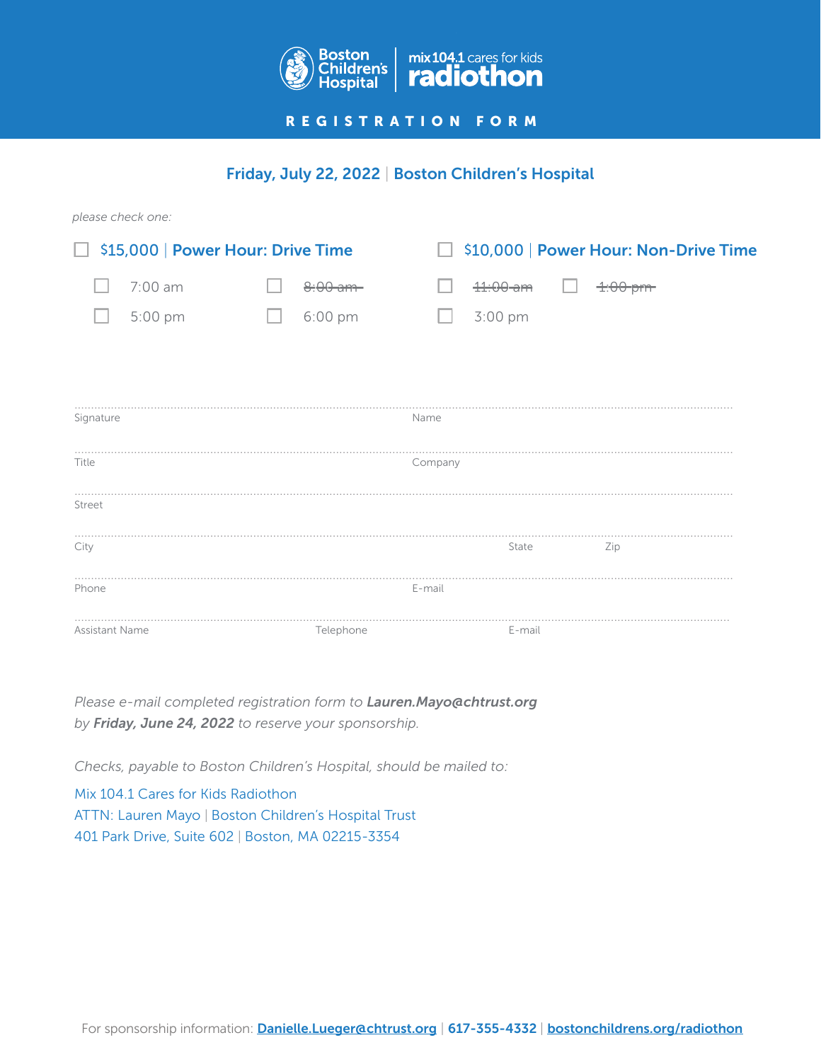Boston Children's Hospital | mix 104.1 cares for kids radiothon

# REGISTRATION FORM

## Friday, July 22, 2022 | Boston Children's Hospital

*please check one:*

☐ **$15,000 | Power Hour: Drive Time**

- ☐ 7:00 am
- ☐ ~~8:00 am~~
- ☐ 5:00 pm
- ☐ 6:00 pm

☐ **$10,000 | Power Hour: Non-Drive Time**

- ☐ ~~11:00 am~~
- ☐ ~~1:00 pm~~
- ☐ 3:00 pm

Signature ........................................ Name ........................................

Title ........................................ Company ........................................

Street ........................................

City ........................................ State ............ Zip ............

Phone ........................................ E-mail ........................................

Assistant Name ........................ Telephone ........................ E-mail ........................

*Please e-mail completed registration form to **Lauren.Mayo@chtrust.org** by **Friday, June 24, 2022** to reserve your sponsorship.*

*Checks, payable to Boston Children's Hospital, should be mailed to:*

Mix 104.1 Cares for Kids Radiothon
ATTN: Lauren Mayo | Boston Children's Hospital Trust
401 Park Drive, Suite 602 | Boston, MA 02215-3354

For sponsorship information: **Danielle.Lueger@chtrust.org** | **617-355-4332** | **bostonchildrens.org/radiothon**